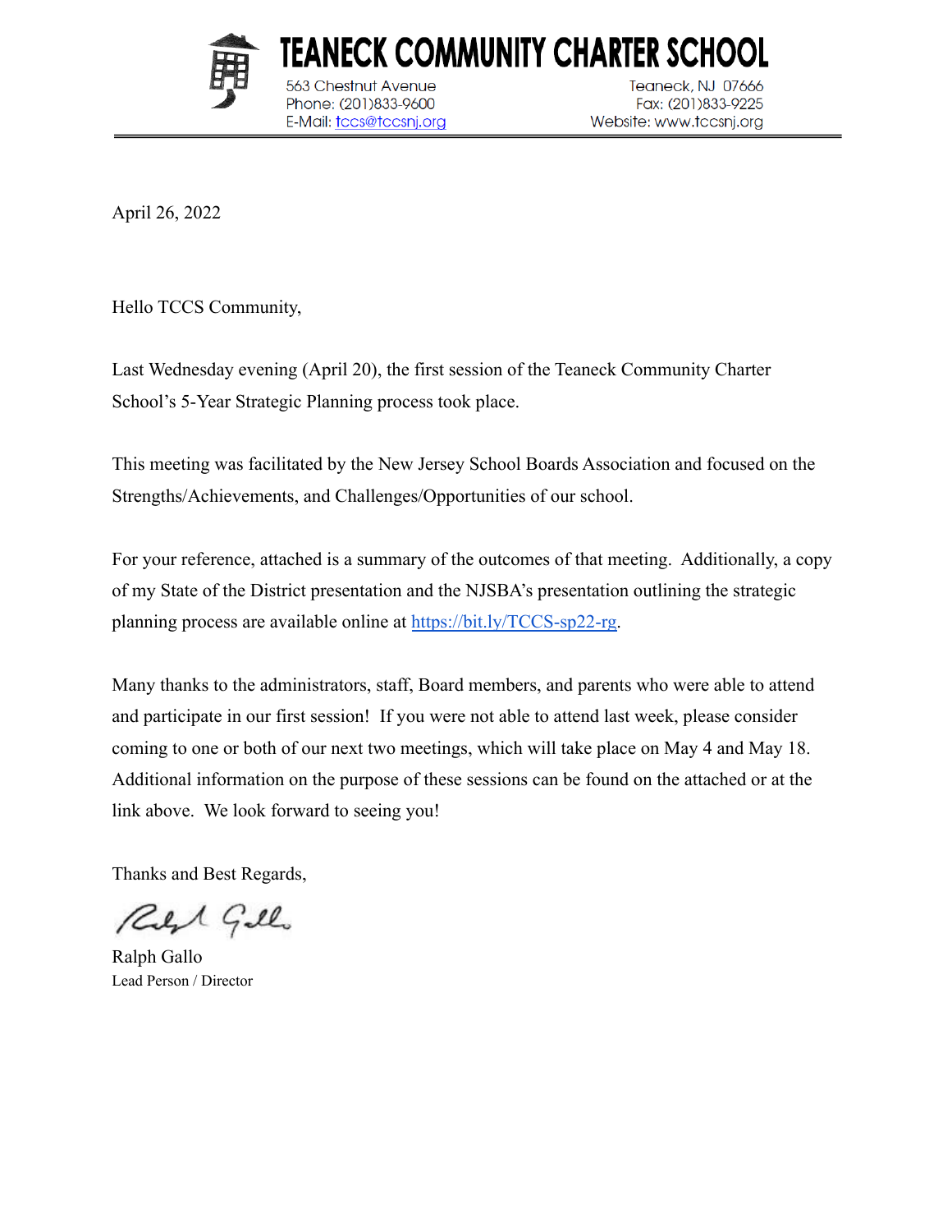# TEANECK COMMUNITY CHARTER SCHOOL

563 Chestnut Avenue
Teaneck, NJ 07666
Phone: (201)833-9600
Fax: (201)833-9225
E-Mail: tccs@tccsnj.org
Website: www.tccsnj.org

April 26, 2022

Hello TCCS Community,

Last Wednesday evening (April 20), the first session of the Teaneck Community Charter School's 5-Year Strategic Planning process took place.

This meeting was facilitated by the New Jersey School Boards Association and focused on the Strengths/Achievements, and Challenges/Opportunities of our school.

For your reference, attached is a summary of the outcomes of that meeting. Additionally, a copy of my State of the District presentation and the NJSBA's presentation outlining the strategic planning process are available online at https://bit.ly/TCCS-sp22-rg.

Many thanks to the administrators, staff, Board members, and parents who were able to attend and participate in our first session! If you were not able to attend last week, please consider coming to one or both of our next two meetings, which will take place on May 4 and May 18. Additional information on the purpose of these sessions can be found on the attached or at the link above. We look forward to seeing you!

Thanks and Best Regards,

Ralph Gallo
Lead Person / Director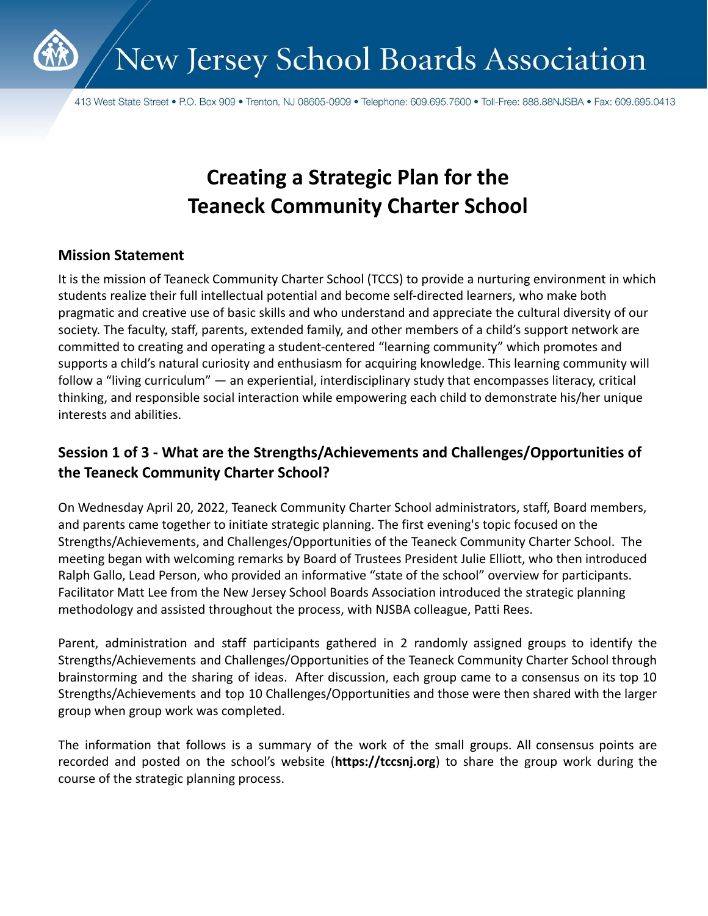# New Jersey School Boards Association

413 West State Street • P.O. Box 909 • Trenton, NJ 08605-0909 • Telephone: 609.695.7600 • Toll-Free: 888.88NJSBA • Fax: 609.695.0413

# Creating a Strategic Plan for the Teaneck Community Charter School

## Mission Statement

It is the mission of Teaneck Community Charter School (TCCS) to provide a nurturing environment in which students realize their full intellectual potential and become self-directed learners, who make both pragmatic and creative use of basic skills and who understand and appreciate the cultural diversity of our society. The faculty, staff, parents, extended family, and other members of a child's support network are committed to creating and operating a student-centered "learning community" which promotes and supports a child's natural curiosity and enthusiasm for acquiring knowledge. This learning community will follow a "living curriculum" — an experiential, interdisciplinary study that encompasses literacy, critical thinking, and responsible social interaction while empowering each child to demonstrate his/her unique interests and abilities.

## Session 1 of 3 - What are the Strengths/Achievements and Challenges/Opportunities of the Teaneck Community Charter School?

On Wednesday April 20, 2022, Teaneck Community Charter School administrators, staff, Board members, and parents came together to initiate strategic planning. The first evening's topic focused on the Strengths/Achievements, and Challenges/Opportunities of the Teaneck Community Charter School. The meeting began with welcoming remarks by Board of Trustees President Julie Elliott, who then introduced Ralph Gallo, Lead Person, who provided an informative "state of the school" overview for participants. Facilitator Matt Lee from the New Jersey School Boards Association introduced the strategic planning methodology and assisted throughout the process, with NJSBA colleague, Patti Rees.

Parent, administration and staff participants gathered in 2 randomly assigned groups to identify the Strengths/Achievements and Challenges/Opportunities of the Teaneck Community Charter School through brainstorming and the sharing of ideas. After discussion, each group came to a consensus on its top 10 Strengths/Achievements and top 10 Challenges/Opportunities and those were then shared with the larger group when group work was completed.

The information that follows is a summary of the work of the small groups. All consensus points are recorded and posted on the school's website (**https://tccsnj.org**) to share the group work during the course of the strategic planning process.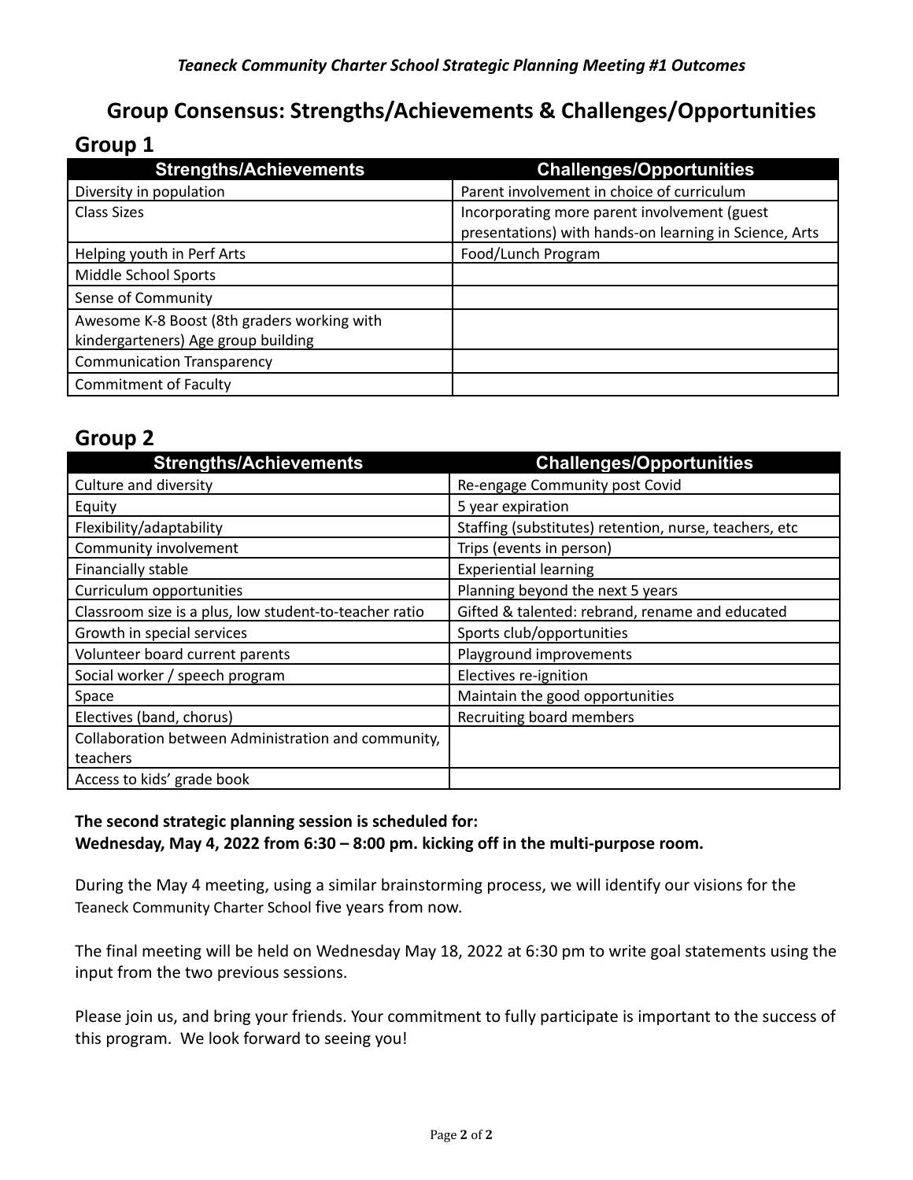*Teaneck Community Charter School Strategic Planning Meeting #1 Outcomes*

# Group Consensus: Strengths/Achievements & Challenges/Opportunities

## Group 1

| Strengths/Achievements | Challenges/Opportunities |
|---|---|
| Diversity in population | Parent involvement in choice of curriculum |
| Class Sizes | Incorporating more parent involvement (guest presentations) with hands-on learning in Science, Arts |
| Helping youth in Perf Arts | Food/Lunch Program |
| Middle School Sports | |
| Sense of Community | |
| Awesome K-8 Boost (8th graders working with kindergarteners) Age group building | |
| Communication Transparency | |
| Commitment of Faculty | |

## Group 2

| Strengths/Achievements | Challenges/Opportunities |
|---|---|
| Culture and diversity | Re-engage Community post Covid |
| Equity | 5 year expiration |
| Flexibility/adaptability | Staffing (substitutes) retention, nurse, teachers, etc |
| Community involvement | Trips (events in person) |
| Financially stable | Experiential learning |
| Curriculum opportunities | Planning beyond the next 5 years |
| Classroom size is a plus, low student-to-teacher ratio | Gifted & talented: rebrand, rename and educated |
| Growth in special services | Sports club/opportunities |
| Volunteer board current parents | Playground improvements |
| Social worker / speech program | Electives re-ignition |
| Space | Maintain the good opportunities |
| Electives (band, chorus) | Recruiting board members |
| Collaboration between Administration and community, teachers | |
| Access to kids' grade book | |

**The second strategic planning session is scheduled for:**
**Wednesday, May 4, 2022 from 6:30 – 8:00 pm. kicking off in the multi-purpose room.**

During the May 4 meeting, using a similar brainstorming process, we will identify our visions for the Teaneck Community Charter School five years from now.

The final meeting will be held on Wednesday May 18, 2022 at 6:30 pm to write goal statements using the input from the two previous sessions.

Please join us, and bring your friends. Your commitment to fully participate is important to the success of this program. We look forward to seeing you!